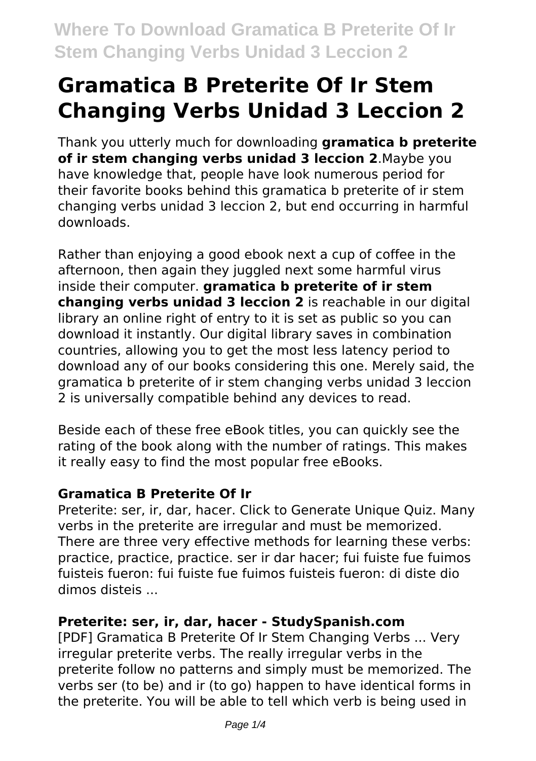# Gramatica B Preterite Of Ir Stem Changing Verbs Unidad 3 Leccion 2

Thank you utterly much for downloading **gramatica b preterite of ir stem changing verbs unidad 3 leccion 2**.Maybe you have knowledge that, people have look numerous period for their favorite books behind this gramatica b preterite of ir stem changing verbs unidad 3 leccion 2, but end occurring in harmful downloads.

Rather than enjoying a good ebook next a cup of coffee in the afternoon, then again they juggled next some harmful virus inside their computer. **gramatica b preterite of ir stem changing verbs unidad 3 leccion 2** is reachable in our digital library an online right of entry to it is set as public so you can download it instantly. Our digital library saves in combination countries, allowing you to get the most less latency period to download any of our books considering this one. Merely said, the gramatica b preterite of ir stem changing verbs unidad 3 leccion 2 is universally compatible behind any devices to read.

Beside each of these free eBook titles, you can quickly see the rating of the book along with the number of ratings. This makes it really easy to find the most popular free eBooks.

### Gramatica B Preterite Of Ir

Preterite: ser, ir, dar, hacer. Click to Generate Unique Quiz. Many verbs in the preterite are irregular and must be memorized. There are three very effective methods for learning these verbs: practice, practice, practice. ser ir dar hacer; fui fuiste fue fuimos fuisteis fueron: fui fuiste fue fuimos fuisteis fueron: di diste dio dimos disteis ...

### Preterite: ser, ir, dar, hacer - StudySpanish.com

[PDF] Gramatica B Preterite Of Ir Stem Changing Verbs ... Very irregular preterite verbs. The really irregular verbs in the preterite follow no patterns and simply must be memorized. The verbs ser (to be) and ir (to go) happen to have identical forms in the preterite. You will be able to tell which verb is being used in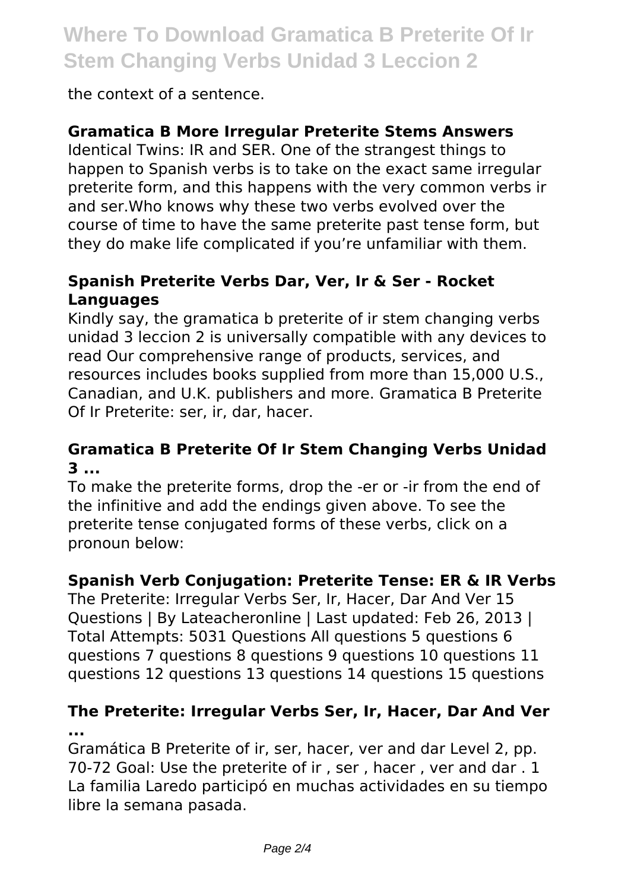the context of a sentence.

**Gramatica B More Irregular Preterite Stems Answers**

Identical Twins: IR and SER. One of the strangest things to happen to Spanish verbs is to take on the exact same irregular preterite form, and this happens with the very common verbs ir and ser.Who knows why these two verbs evolved over the course of time to have the same preterite past tense form, but they do make life complicated if you're unfamiliar with them.

**Spanish Preterite Verbs Dar, Ver, Ir & Ser - Rocket Languages**

Kindly say, the gramatica b preterite of ir stem changing verbs unidad 3 leccion 2 is universally compatible with any devices to read Our comprehensive range of products, services, and resources includes books supplied from more than 15,000 U.S., Canadian, and U.K. publishers and more. Gramatica B Preterite Of Ir Preterite: ser, ir, dar, hacer.

**Gramatica B Preterite Of Ir Stem Changing Verbs Unidad 3 ...**

To make the preterite forms, drop the -er or -ir from the end of the infinitive and add the endings given above. To see the preterite tense conjugated forms of these verbs, click on a pronoun below:

**Spanish Verb Conjugation: Preterite Tense: ER & IR Verbs**

The Preterite: Irregular Verbs Ser, Ir, Hacer, Dar And Ver 15 Questions | By Lateacheronline | Last updated: Feb 26, 2013 | Total Attempts: 5031 Questions All questions 5 questions 6 questions 7 questions 8 questions 9 questions 10 questions 11 questions 12 questions 13 questions 14 questions 15 questions

**The Preterite: Irregular Verbs Ser, Ir, Hacer, Dar And Ver ...**

Gramática B Preterite of ir, ser, hacer, ver and dar Level 2, pp. 70-72 Goal: Use the preterite of ir , ser , hacer , ver and dar . 1 La familia Laredo participó en muchas actividades en su tiempo libre la semana pasada.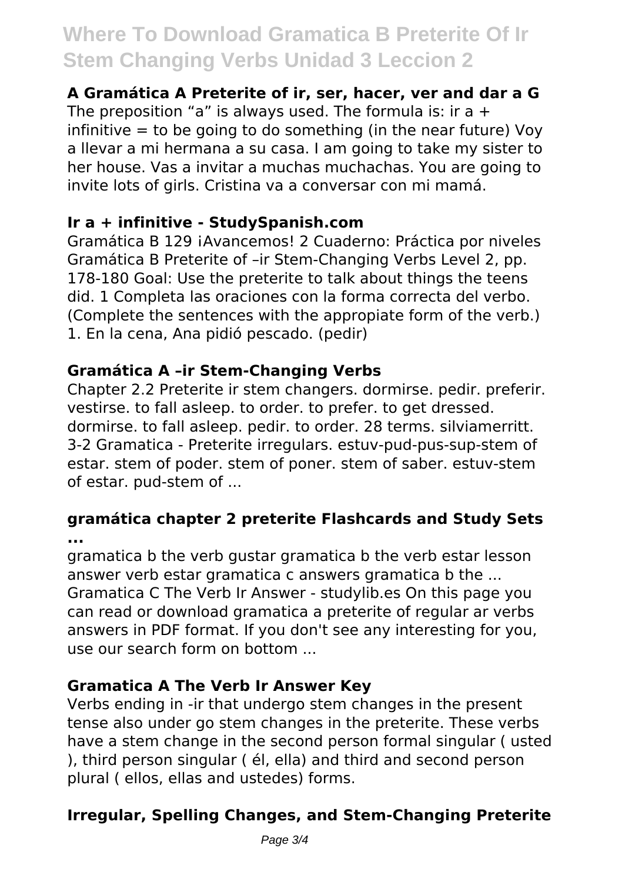**A Gramática A Preterite of ir, ser, hacer, ver and dar a G**

The preposition "a" is always used. The formula is: ir a + infinitive = to be going to do something (in the near future) Voy a llevar a mi hermana a su casa. I am going to take my sister to her house. Vas a invitar a muchas muchachas. You are going to invite lots of girls. Cristina va a conversar con mi mamá.

**Ir a + infinitive - StudySpanish.com**

Gramática B 129 ¡Avancemos! 2 Cuaderno: Práctica por niveles Gramática B Preterite of –ir Stem-Changing Verbs Level 2, pp. 178-180 Goal: Use the preterite to talk about things the teens did. 1 Completa las oraciones con la forma correcta del verbo. (Complete the sentences with the appropiate form of the verb.) 1. En la cena, Ana pidió pescado. (pedir)

**Gramática A –ir Stem-Changing Verbs**

Chapter 2.2 Preterite ir stem changers. dormirse. pedir. preferir. vestirse. to fall asleep. to order. to prefer. to get dressed. dormirse. to fall asleep. pedir. to order. 28 terms. silviamerritt. 3-2 Gramatica - Preterite irregulars. estuv-pud-pus-sup-stem of estar. stem of poder. stem of poner. stem of saber. estuv-stem of estar. pud-stem of ...

**gramática chapter 2 preterite Flashcards and Study Sets ...**

gramatica b the verb gustar gramatica b the verb estar lesson answer verb estar gramatica c answers gramatica b the ... Gramatica C The Verb Ir Answer - studylib.es On this page you can read or download gramatica a preterite of regular ar verbs answers in PDF format. If you don't see any interesting for you, use our search form on bottom ...

**Gramatica A The Verb Ir Answer Key**

Verbs ending in -ir that undergo stem changes in the present tense also under go stem changes in the preterite. These verbs have a stem change in the second person formal singular ( usted ), third person singular ( él, ella) and third and second person plural ( ellos, ellas and ustedes) forms.

**Irregular, Spelling Changes, and Stem-Changing Preterite**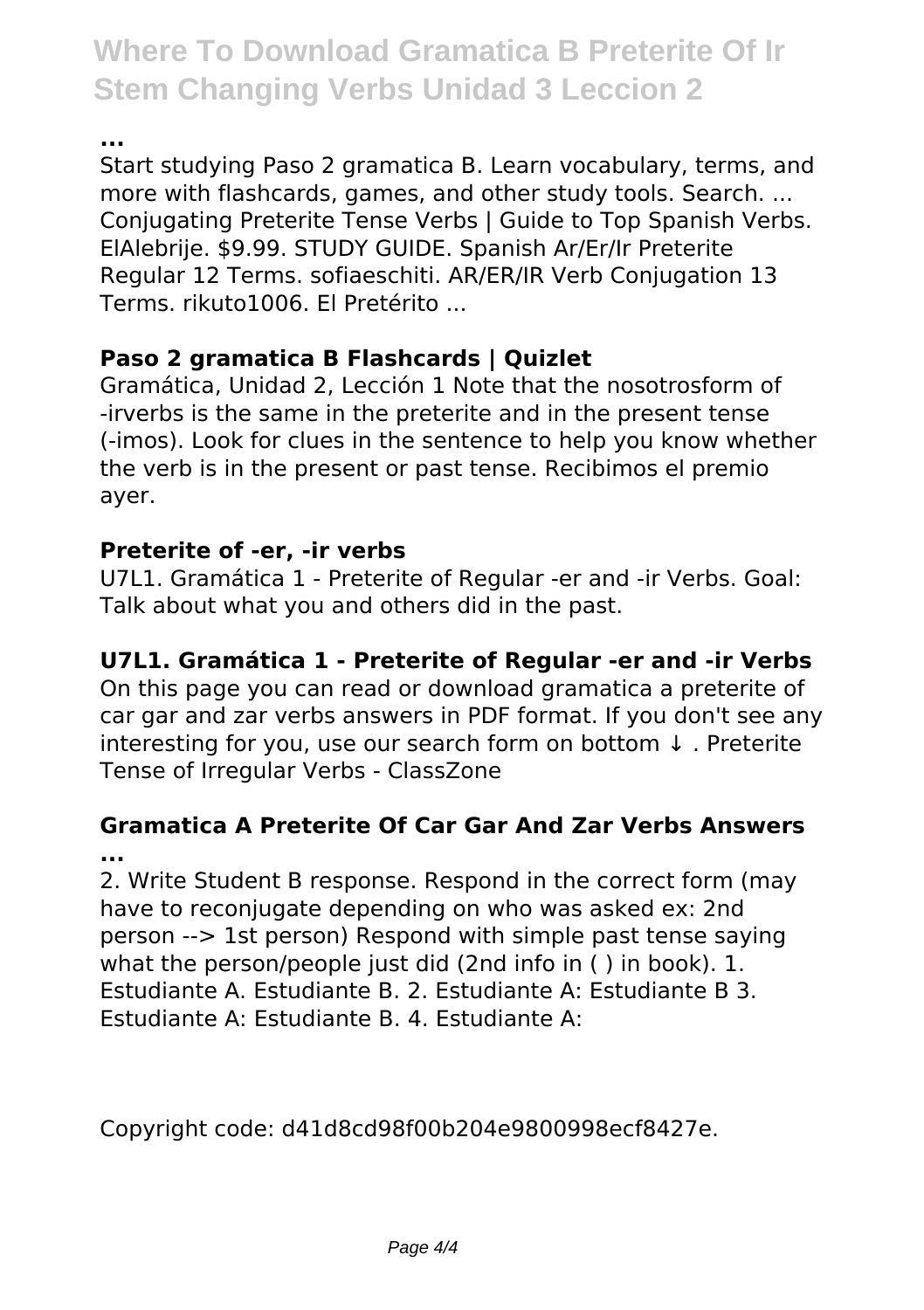**...**

Start studying Paso 2 gramatica B. Learn vocabulary, terms, and more with flashcards, games, and other study tools. Search. ... Conjugating Preterite Tense Verbs | Guide to Top Spanish Verbs. ElAlebrije. $9.99. STUDY GUIDE. Spanish Ar/Er/Ir Preterite Regular 12 Terms. sofiaeschiti. AR/ER/IR Verb Conjugation 13 Terms. rikuto1006. El Pretérito ...

**Paso 2 gramatica B Flashcards | Quizlet**

Gramática, Unidad 2, Lección 1 Note that the nosotrosform of -irverbs is the same in the preterite and in the present tense (-imos). Look for clues in the sentence to help you know whether the verb is in the present or past tense. Recibimos el premio ayer.

**Preterite of -er, -ir verbs**

U7L1. Gramática 1 - Preterite of Regular -er and -ir Verbs. Goal: Talk about what you and others did in the past.

**U7L1. Gramática 1 - Preterite of Regular -er and -ir Verbs**

On this page you can read or download gramatica a preterite of car gar and zar verbs answers in PDF format. If you don't see any interesting for you, use our search form on bottom ↓ . Preterite Tense of Irregular Verbs - ClassZone

**Gramatica A Preterite Of Car Gar And Zar Verbs Answers ...**

2. Write Student B response. Respond in the correct form (may have to reconjugate depending on who was asked ex: 2nd person --> 1st person) Respond with simple past tense saying what the person/people just did (2nd info in ( ) in book). 1. Estudiante A. Estudiante B. 2. Estudiante A: Estudiante B 3. Estudiante A: Estudiante B. 4. Estudiante A:

Copyright code: d41d8cd98f00b204e9800998ecf8427e.